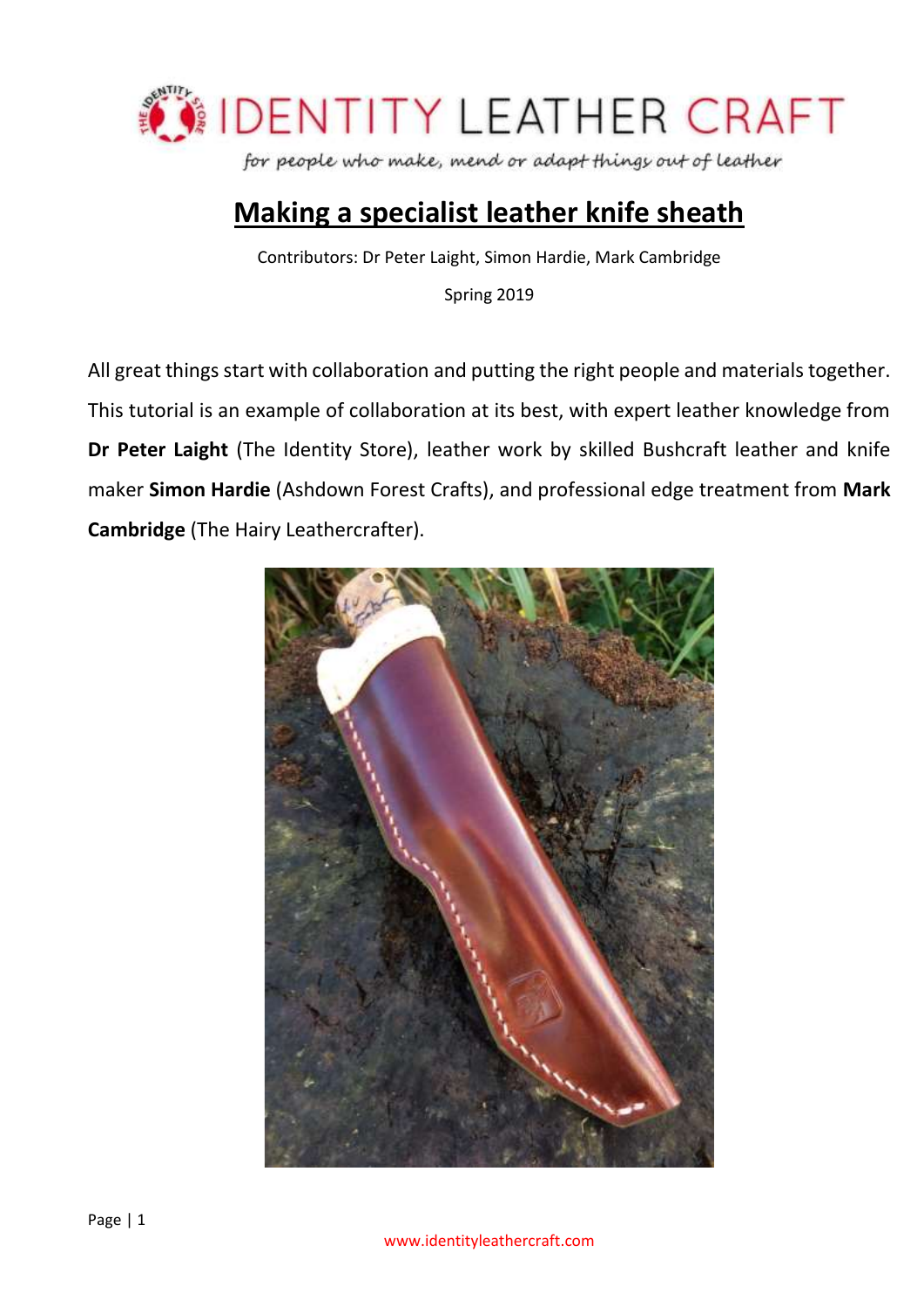IDENTITY LEATHER CRAFT

*for people who make, mend or adapt things out of leather*

# Making a specialist leather knife sheath

Contributors: Dr Peter Laight, Simon Hardie, Mark Cambridge

Spring 2019

All great things start with collaboration and putting the right people and materials together. This tutorial is an example of collaboration at its best, with expert leather knowledge from **Dr Peter Laight** (The Identity Store), leather work by skilled Bushcraft leather and knife maker **Simon Hardie** (Ashdown Forest Crafts), and professional edge treatment from **Mark Cambridge** (The Hairy Leathercrafter).

www.identityleathercraft.com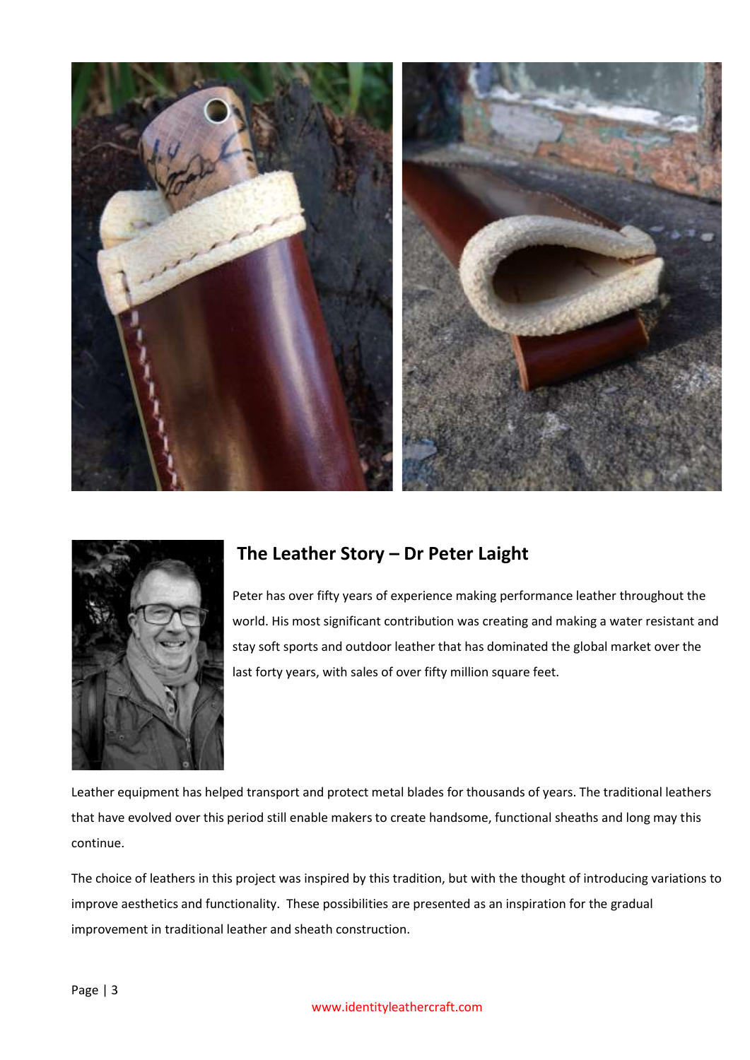## The Leather Story – Dr Peter Laight

Peter has over fifty years of experience making performance leather throughout the world. His most significant contribution was creating and making a water resistant and stay soft sports and outdoor leather that has dominated the global market over the last forty years, with sales of over fifty million square feet.

Leather equipment has helped transport and protect metal blades for thousands of years. The traditional leathers that have evolved over this period still enable makers to create handsome, functional sheaths and long may this continue.

The choice of leathers in this project was inspired by this tradition, but with the thought of introducing variations to improve aesthetics and functionality. These possibilities are presented as an inspiration for the gradual improvement in traditional leather and sheath construction.

www.identityleathercraft.com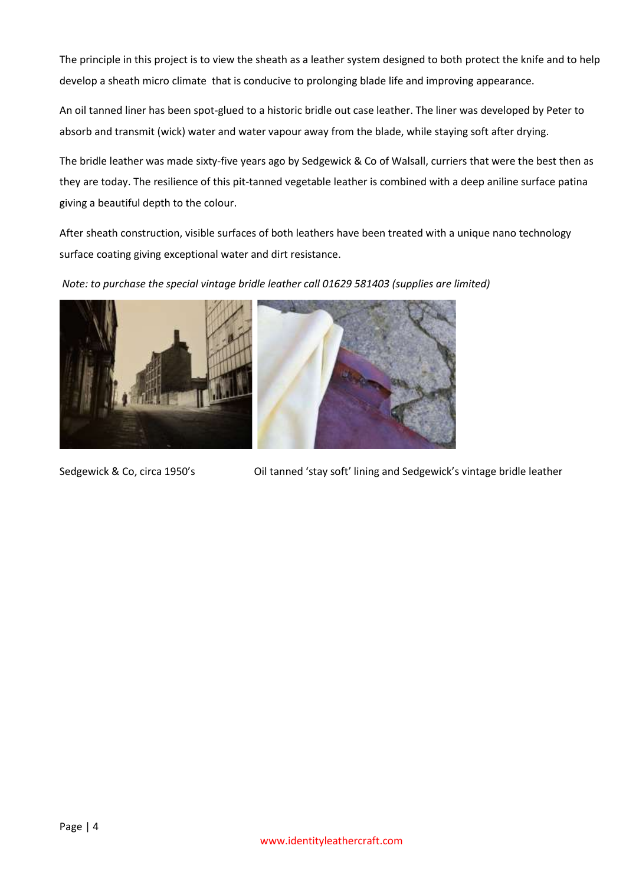The principle in this project is to view the sheath as a leather system designed to both protect the knife and to help develop a sheath micro climate  that is conducive to prolonging blade life and improving appearance.

An oil tanned liner has been spot-glued to a historic bridle out case leather. The liner was developed by Peter to absorb and transmit (wick) water and water vapour away from the blade, while staying soft after drying.

The bridle leather was made sixty-five years ago by Sedgewick & Co of Walsall, curriers that were the best then as they are today. The resilience of this pit-tanned vegetable leather is combined with a deep aniline surface patina giving a beautiful depth to the colour.

After sheath construction, visible surfaces of both leathers have been treated with a unique nano technology surface coating giving exceptional water and dirt resistance.

*Note: to purchase the special vintage bridle leather call 01629 581403 (supplies are limited)*

Sedgewick & Co, circa 1950's

Oil tanned 'stay soft' lining and Sedgewick's vintage bridle leather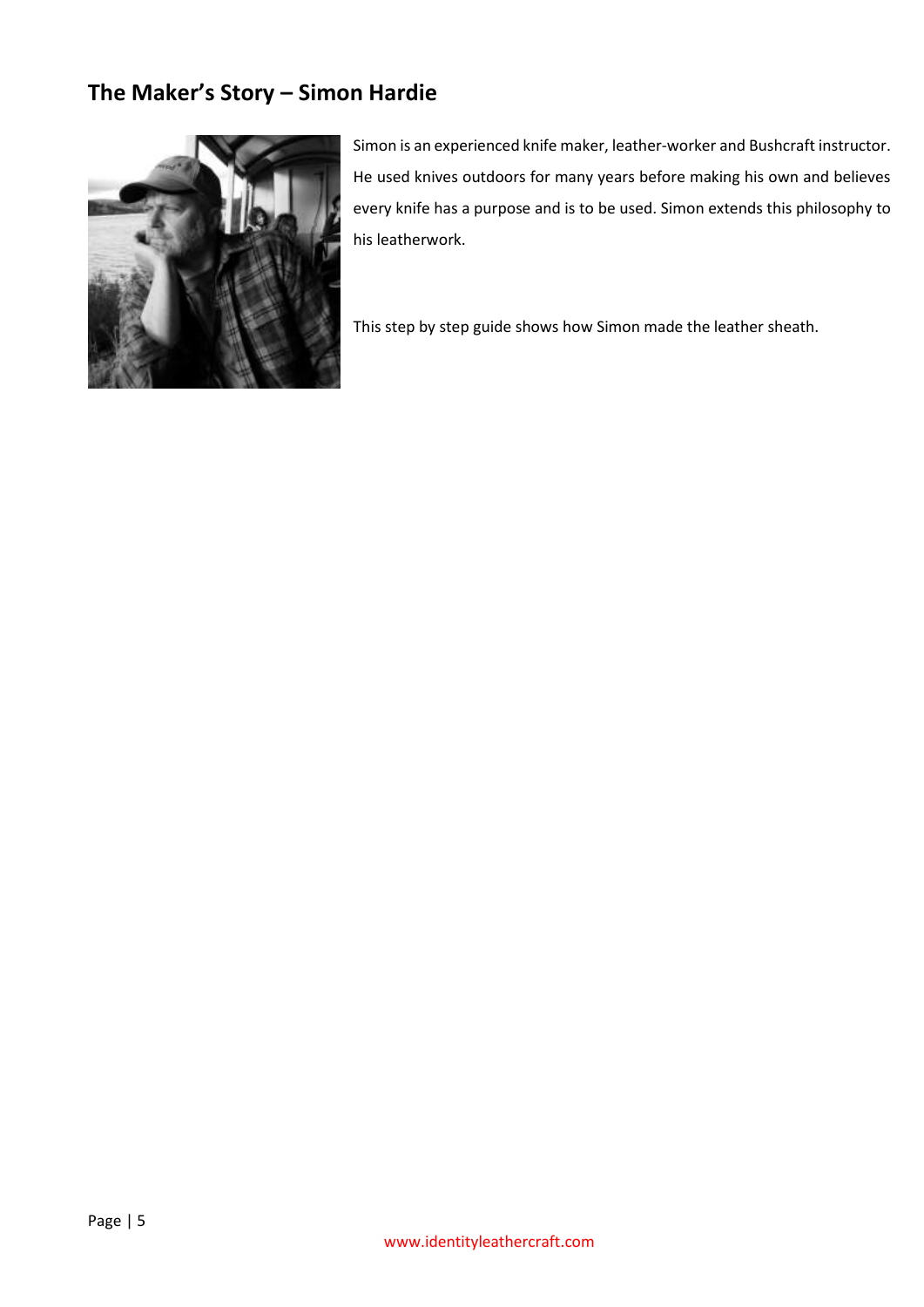## The Maker's Story – Simon Hardie

Simon is an experienced knife maker, leather-worker and Bushcraft instructor. He used knives outdoors for many years before making his own and believes every knife has a purpose and is to be used. Simon extends this philosophy to his leatherwork.

This step by step guide shows how Simon made the leather sheath.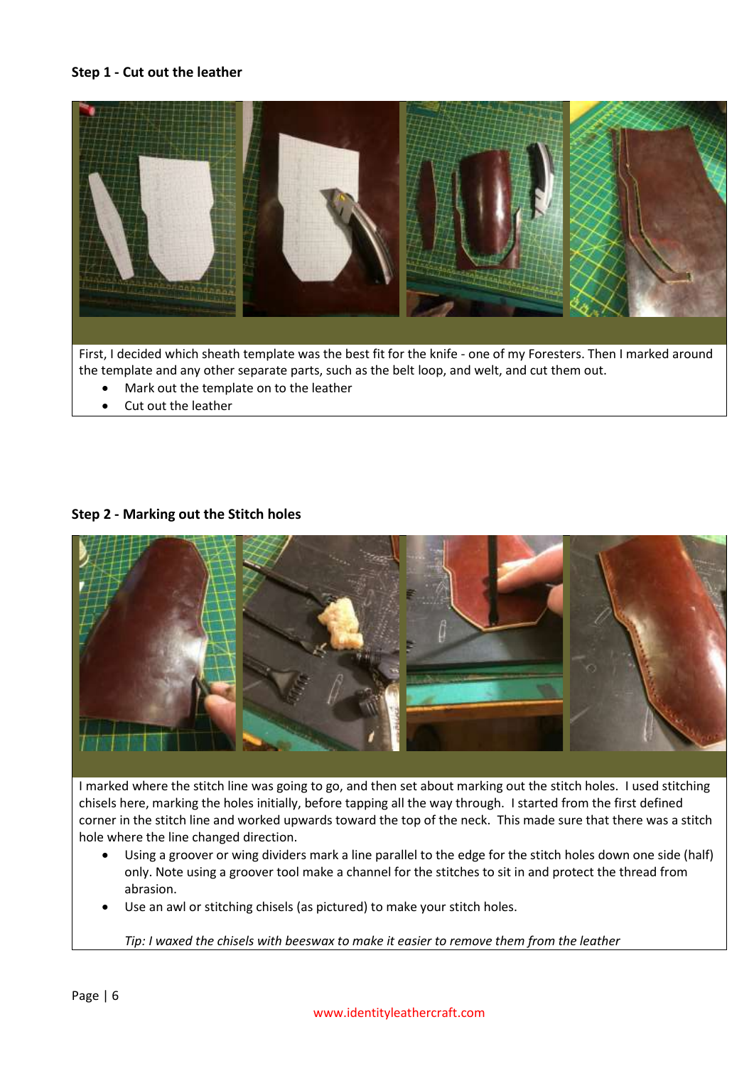**Step 1 - Cut out the leather**

First, I decided which sheath template was the best fit for the knife - one of my Foresters. Then I marked around the template and any other separate parts, such as the belt loop, and welt, and cut them out.

- Mark out the template on to the leather
- Cut out the leather

**Step 2 - Marking out the Stitch holes**

I marked where the stitch line was going to go, and then set about marking out the stitch holes. I used stitching chisels here, marking the holes initially, before tapping all the way through. I started from the first defined corner in the stitch line and worked upwards toward the top of the neck. This made sure that there was a stitch hole where the line changed direction.

- Using a groover or wing dividers mark a line parallel to the edge for the stitch holes down one side (half) only. Note using a groover tool make a channel for the stitches to sit in and protect the thread from abrasion.
- Use an awl or stitching chisels (as pictured) to make your stitch holes.

*Tip: I waxed the chisels with beeswax to make it easier to remove them from the leather*

www.identityleathercraft.com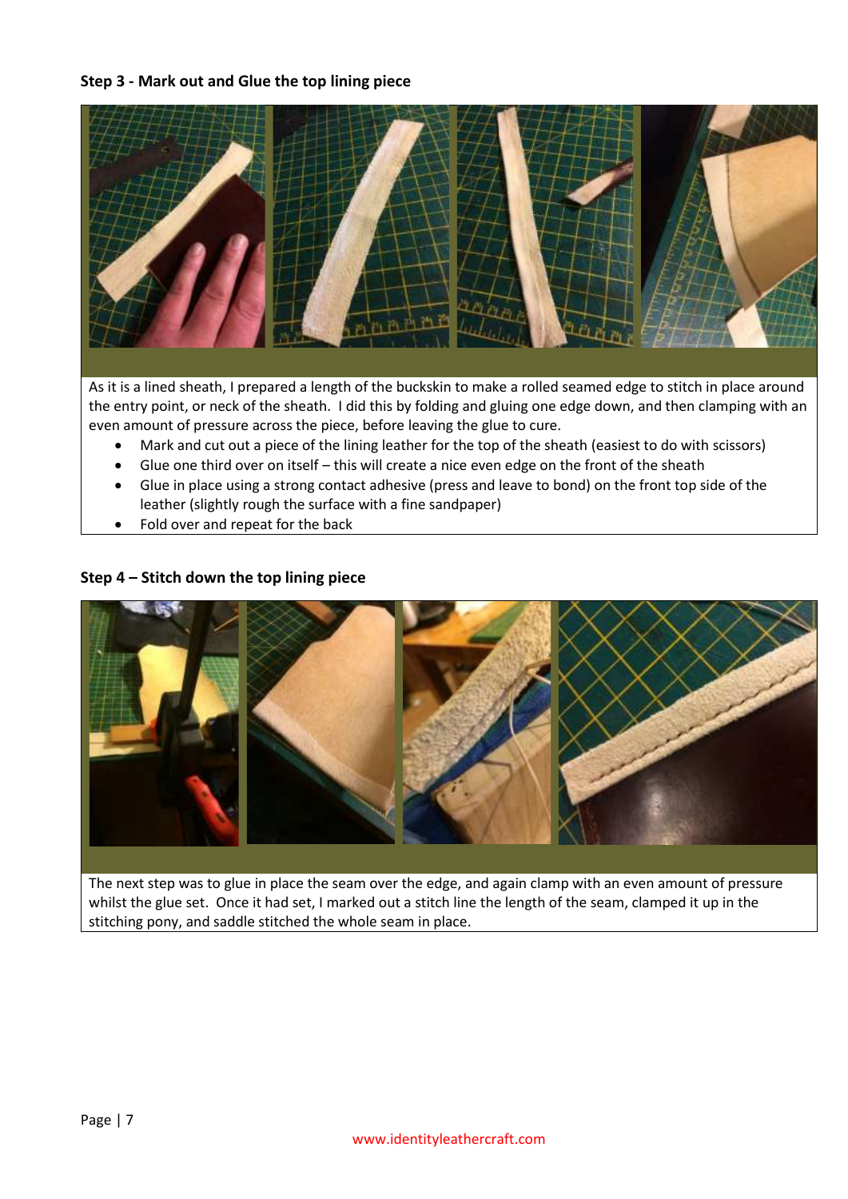**Step 3 - Mark out and Glue the top lining piece**

As it is a lined sheath, I prepared a length of the buckskin to make a rolled seamed edge to stitch in place around the entry point, or neck of the sheath. I did this by folding and gluing one edge down, and then clamping with an even amount of pressure across the piece, before leaving the glue to cure.

- Mark and cut out a piece of the lining leather for the top of the sheath (easiest to do with scissors)
- Glue one third over on itself – this will create a nice even edge on the front of the sheath
- Glue in place using a strong contact adhesive (press and leave to bond) on the front top side of the leather (slightly rough the surface with a fine sandpaper)
- Fold over and repeat for the back

**Step 4 – Stitch down the top lining piece**

The next step was to glue in place the seam over the edge, and again clamp with an even amount of pressure whilst the glue set. Once it had set, I marked out a stitch line the length of the seam, clamped it up in the stitching pony, and saddle stitched the whole seam in place.

www.identityleathercraft.com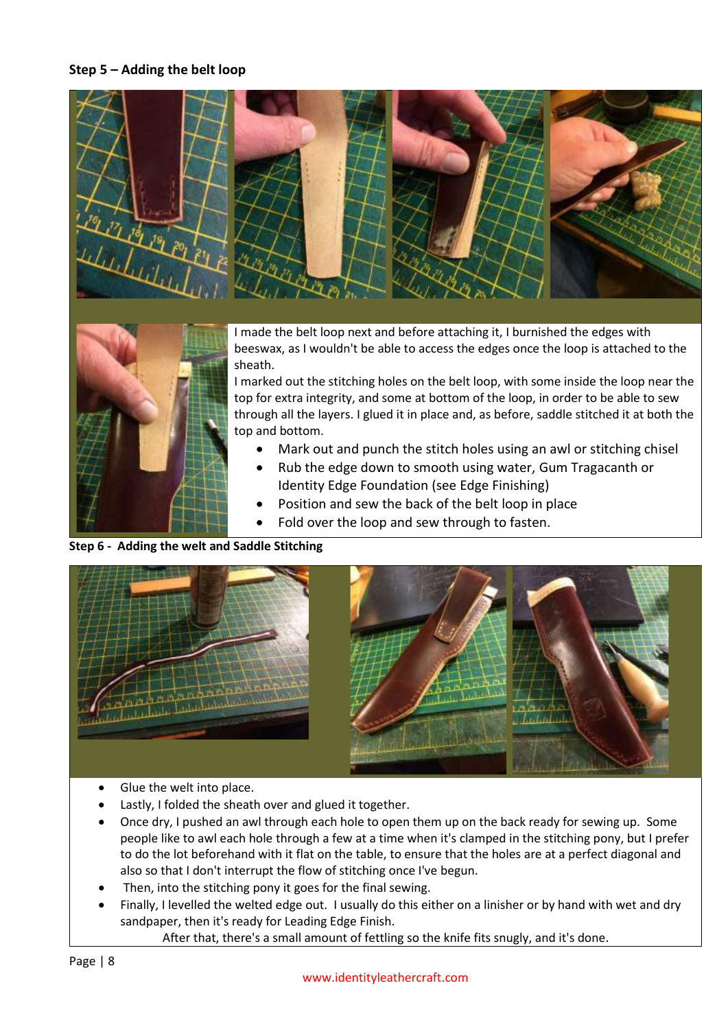**Step 5 – Adding the belt loop**

I made the belt loop next and before attaching it, I burnished the edges with beeswax, as I wouldn't be able to access the edges once the loop is attached to the sheath.

I marked out the stitching holes on the belt loop, with some inside the loop near the top for extra integrity, and some at bottom of the loop, in order to be able to sew through all the layers. I glued it in place and, as before, saddle stitched it at both the top and bottom.

- Mark out and punch the stitch holes using an awl or stitching chisel
- Rub the edge down to smooth using water, Gum Tragacanth or Identity Edge Foundation (see Edge Finishing)
- Position and sew the back of the belt loop in place
- Fold over the loop and sew through to fasten.

**Step 6 - Adding the welt and Saddle Stitching**

- Glue the welt into place.
- Lastly, I folded the sheath over and glued it together.
- Once dry, I pushed an awl through each hole to open them up on the back ready for sewing up. Some people like to awl each hole through a few at a time when it's clamped in the stitching pony, but I prefer to do the lot beforehand with it flat on the table, to ensure that the holes are at a perfect diagonal and also so that I don't interrupt the flow of stitching once I've begun.
- Then, into the stitching pony it goes for the final sewing.
- Finally, I levelled the welted edge out. I usually do this either on a linisher or by hand with wet and dry sandpaper, then it's ready for Leading Edge Finish.

After that, there's a small amount of fettling so the knife fits snugly, and it's done.

www.identityleathercraft.com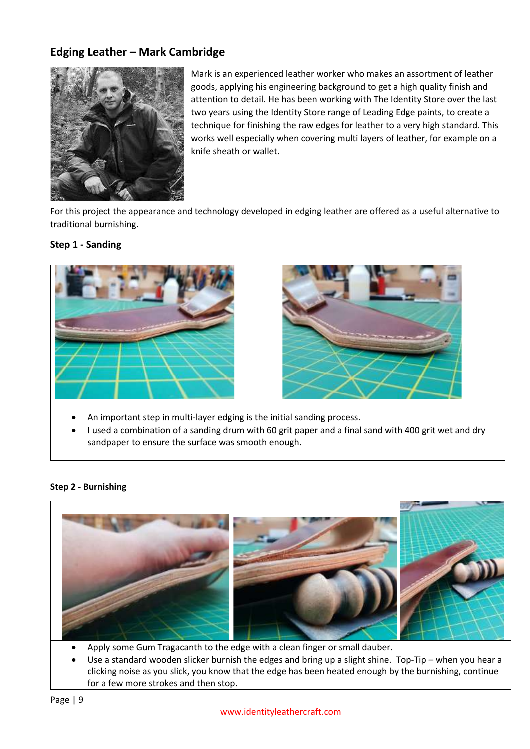## Edging Leather – Mark Cambridge

Mark is an experienced leather worker who makes an assortment of leather goods, applying his engineering background to get a high quality finish and attention to detail. He has been working with The Identity Store over the last two years using the Identity Store range of Leading Edge paints, to create a technique for finishing the raw edges for leather to a very high standard. This works well especially when covering multi layers of leather, for example on a knife sheath or wallet.

For this project the appearance and technology developed in edging leather are offered as a useful alternative to traditional burnishing.

### Step 1 - Sanding

- An important step in multi-layer edging is the initial sanding process.
- I used a combination of a sanding drum with 60 grit paper and a final sand with 400 grit wet and dry sandpaper to ensure the surface was smooth enough.

### Step 2 - Burnishing

- Apply some Gum Tragacanth to the edge with a clean finger or small dauber.
- Use a standard wooden slicker burnish the edges and bring up a slight shine. Top-Tip – when you hear a clicking noise as you slick, you know that the edge has been heated enough by the burnishing, continue for a few more strokes and then stop.

www.identityleathercraft.com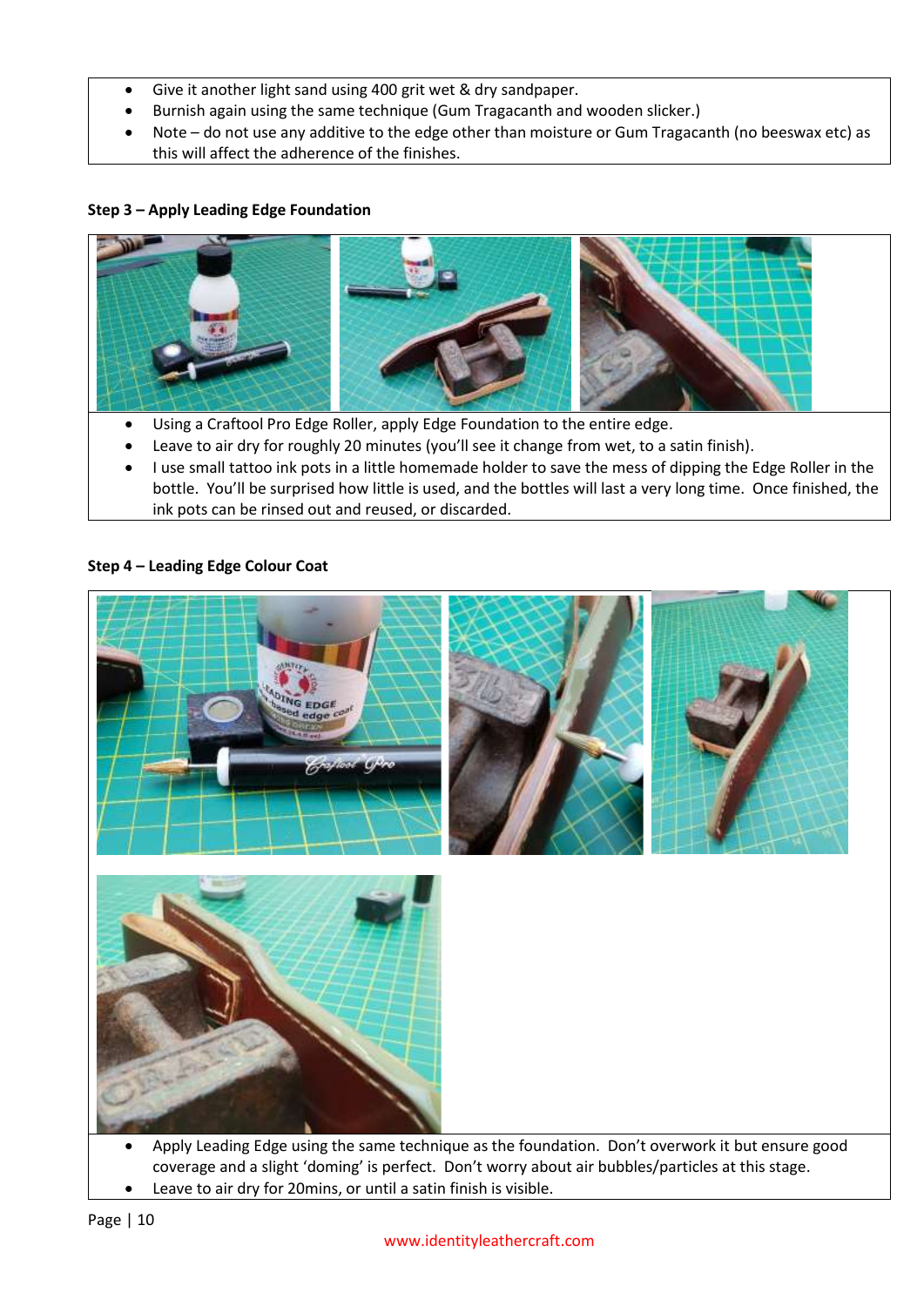- Give it another light sand using 400 grit wet & dry sandpaper.
- Burnish again using the same technique (Gum Tragacanth and wooden slicker.)
- Note – do not use any additive to the edge other than moisture or Gum Tragacanth (no beeswax etc) as this will affect the adherence of the finishes.

**Step 3 – Apply Leading Edge Foundation**

- Using a Craftool Pro Edge Roller, apply Edge Foundation to the entire edge.
- Leave to air dry for roughly 20 minutes (you'll see it change from wet, to a satin finish).
- I use small tattoo ink pots in a little homemade holder to save the mess of dipping the Edge Roller in the bottle. You'll be surprised how little is used, and the bottles will last a very long time. Once finished, the ink pots can be rinsed out and reused, or discarded.

**Step 4 – Leading Edge Colour Coat**

- Apply Leading Edge using the same technique as the foundation. Don't overwork it but ensure good coverage and a slight 'doming' is perfect. Don't worry about air bubbles/particles at this stage.
- Leave to air dry for 20mins, or until a satin finish is visible.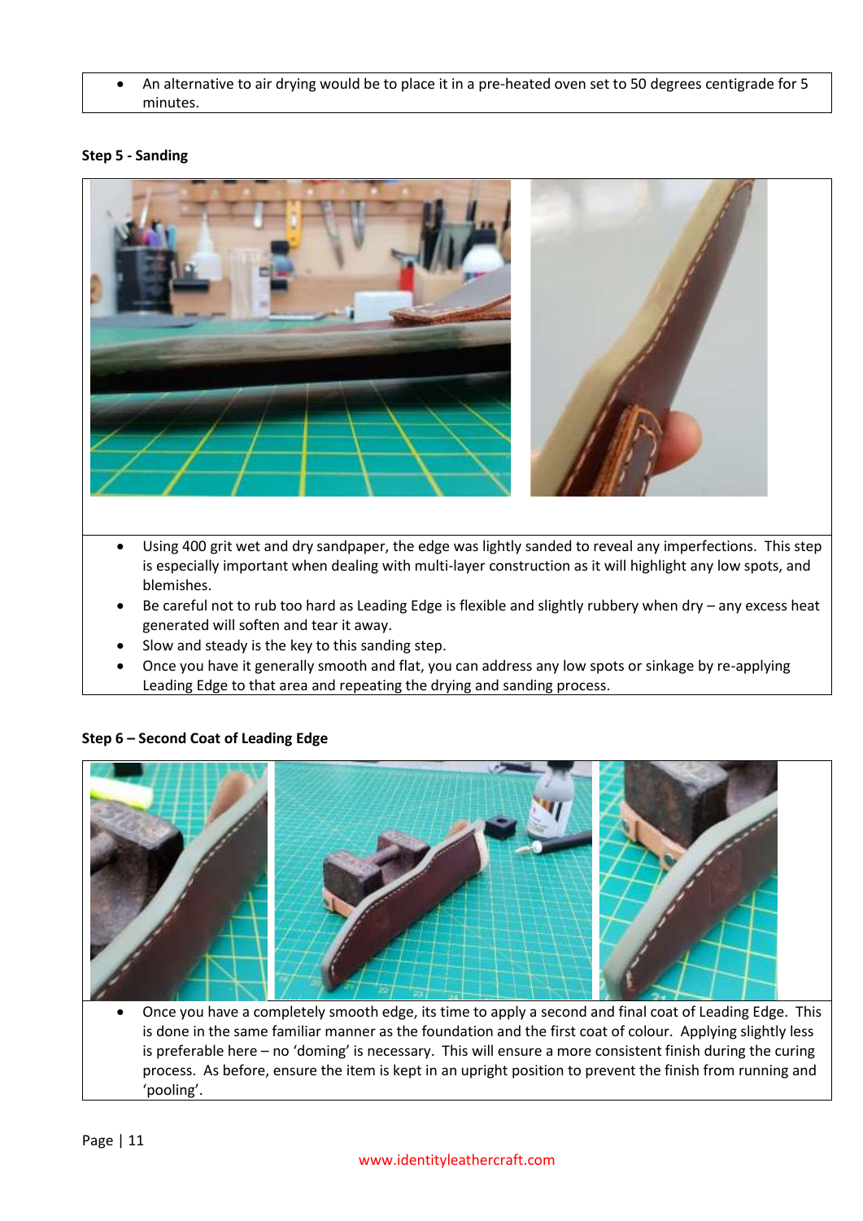- An alternative to air drying would be to place it in a pre-heated oven set to 50 degrees centigrade for 5 minutes.

**Step 5 - Sanding**

- Using 400 grit wet and dry sandpaper, the edge was lightly sanded to reveal any imperfections. This step is especially important when dealing with multi-layer construction as it will highlight any low spots, and blemishes.
- Be careful not to rub too hard as Leading Edge is flexible and slightly rubbery when dry – any excess heat generated will soften and tear it away.
- Slow and steady is the key to this sanding step.
- Once you have it generally smooth and flat, you can address any low spots or sinkage by re-applying Leading Edge to that area and repeating the drying and sanding process.

**Step 6 – Second Coat of Leading Edge**

- Once you have a completely smooth edge, its time to apply a second and final coat of Leading Edge. This is done in the same familiar manner as the foundation and the first coat of colour. Applying slightly less is preferable here – no 'doming' is necessary. This will ensure a more consistent finish during the curing process. As before, ensure the item is kept in an upright position to prevent the finish from running and 'pooling'.

www.identityleathercraft.com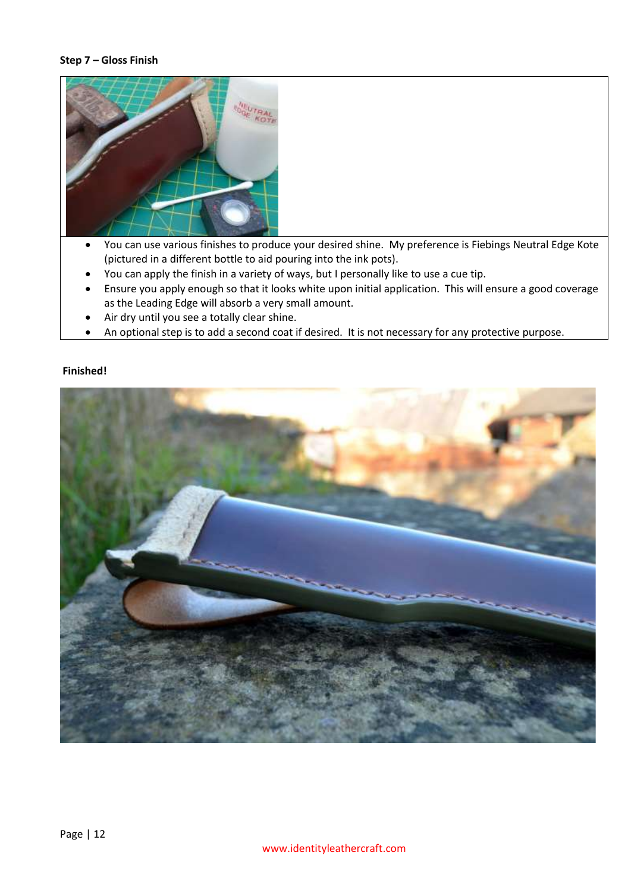**Step 7 – Gloss Finish**

- You can use various finishes to produce your desired shine. My preference is Fiebings Neutral Edge Kote (pictured in a different bottle to aid pouring into the ink pots).
- You can apply the finish in a variety of ways, but I personally like to use a cue tip.
- Ensure you apply enough so that it looks white upon initial application. This will ensure a good coverage as the Leading Edge will absorb a very small amount.
- Air dry until you see a totally clear shine.
- An optional step is to add a second coat if desired. It is not necessary for any protective purpose.

**Finished!**

www.identityleathercraft.com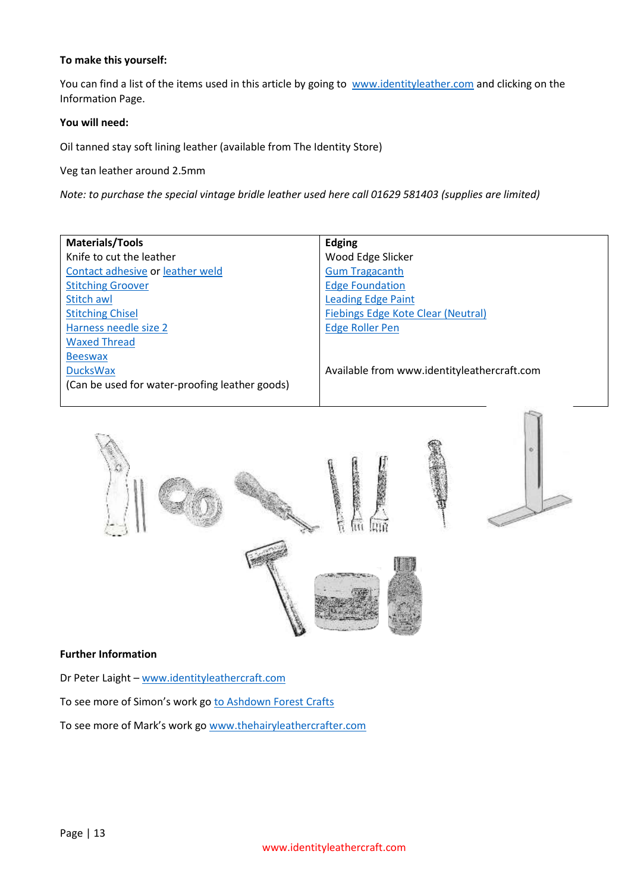**To make this yourself:**

You can find a list of the items used in this article by going to [www.identityleather.com](www.identityleather.com) and clicking on the Information Page.

**You will need:**

Oil tanned stay soft lining leather (available from The Identity Store)

Veg tan leather around 2.5mm

*Note: to purchase the special vintage bridle leather used here call 01629 581403 (supplies are limited)*

| **Materials/Tools** | **Edging** |
|---|---|
| Knife to cut the leather | Wood Edge Slicker |
| Contact adhesive or leather weld | Gum Tragacanth |
| Stitching Groover | Edge Foundation |
| Stitch awl | Leading Edge Paint |
| Stitching Chisel | Fiebings Edge Kote Clear (Neutral) |
| Harness needle size 2 | Edge Roller Pen |
| Waxed Thread | |
| Beeswax | |
| DucksWax | Available from www.identityleathercraft.com |
| (Can be used for water-proofing leather goods) | |

**Further Information**

Dr Peter Laight – [www.identityleathercraft.com](www.identityleathercraft.com)

To see more of Simon's work go to Ashdown Forest Crafts

To see more of Mark's work go [www.thehairyleathercrafter.com](www.thehairyleathercrafter.com)